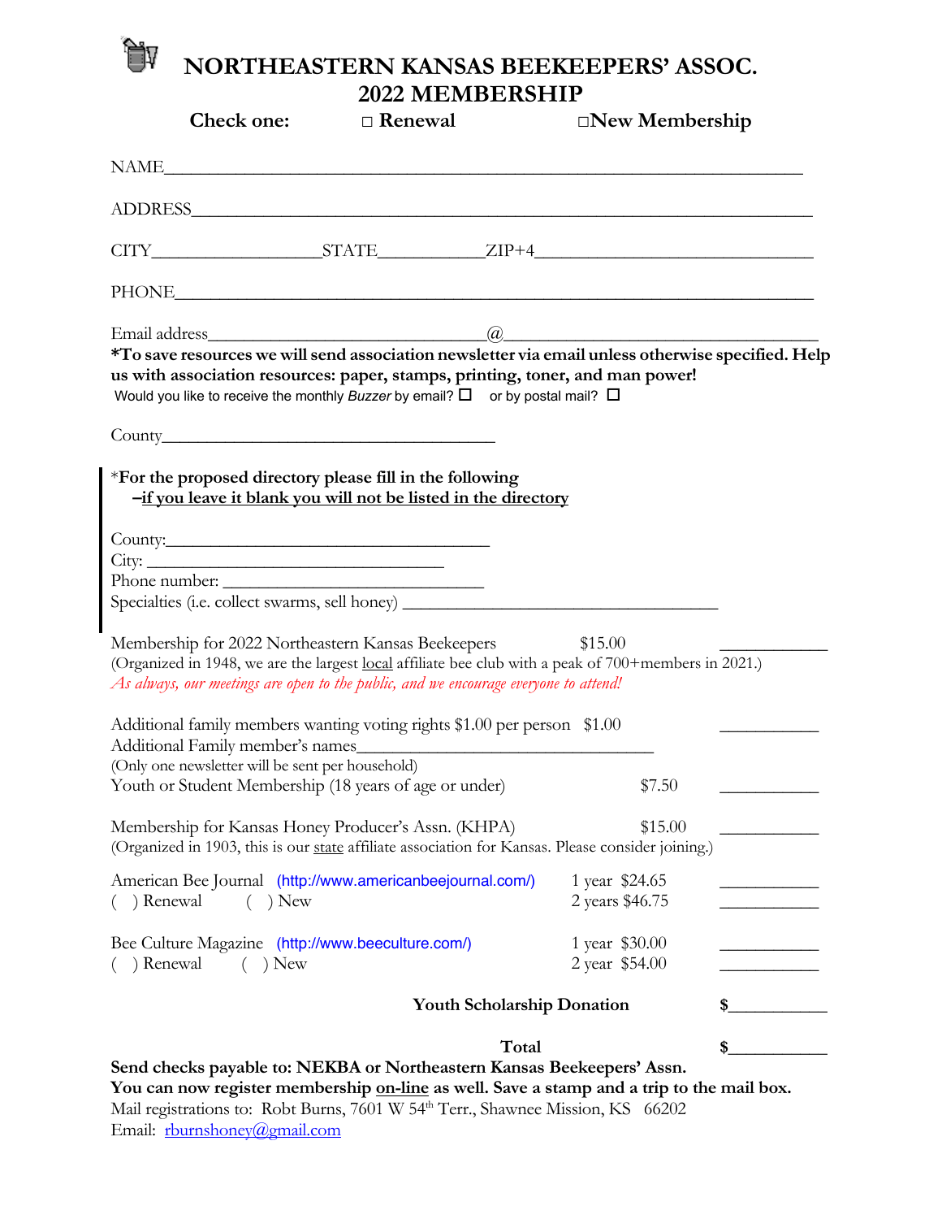# NORTHEASTERN KANSAS BEEKEEPERS' ASSOC.
## 2022 MEMBERSHIP

**Check one:** □ **Renewal** □ **New Membership**

NAME_______________________________________________________________________

ADDRESS_____________________________________________________________________

CITY_________________STATE___________ZIP+4_____________________________

PHONE_______________________________________________________________________

Email address______________________________@___________________________________

**\*To save resources we will send association newsletter via email unless otherwise specified. Help us with association resources: paper, stamps, printing, toner, and man power!**

Would you like to receive the monthly *Buzzer* by email? ☐ or by postal mail? ☐

County_____________________________________

\***For the proposed directory please fill in the following**
**–<u>if you leave it blank you will not be listed in the directory</u>**

County:_____________________________________
City: _________________________________
Phone number: ____________________________
Specialties (i.e. collect swarms, sell honey) __________________________________

| | | |
|---|---|---|
| Membership for 2022 Northeastern Kansas Beekeepers | $15.00 | ____________ |

(Organized in 1948, we are the largest <u>local</u> affiliate bee club with a peak of 700+members in 2021.)
*As always, our meetings are open to the public, and we encourage everyone to attend!*

| | | |
|---|---|---|
| Additional family members wanting voting rights $1.00 per person | $1.00 | ___________ |

Additional Family member's names________________________________
(Only one newsletter will be sent per household)

| | | |
|---|---|---|
| Youth or Student Membership (18 years of age or under) | $7.50 | ___________ |
| Membership for Kansas Honey Producer's Assn. (KHPA) | $15.00 | ___________ |

(Organized in 1903, this is our <u>state</u> affiliate association for Kansas. Please consider joining.)

| | | |
|---|---|---|
| American Bee Journal (http://www.americanbeejournal.com/) | 1 year $24.65 | ___________ |
| ( ) Renewal ( ) New | 2 years $46.75 | ___________ |
| Bee Culture Magazine (http://www.beeculture.com/) | 1 year $30.00 | ___________ |
| ( ) Renewal ( ) New | 2 year $54.00 | ___________ |
| **Youth Scholarship Donation** | | **$**___________ |
| **Total** | | **$**___________ |

**Send checks payable to: NEKBA or Northeastern Kansas Beekeepers' Assn.**
**You can now register membership <u>on-line</u> as well. Save a stamp and a trip to the mail box.**
Mail registrations to: Robt Burns, 7601 W 54th Terr., Shawnee Mission, KS 66202
Email: rburnshoney@gmail.com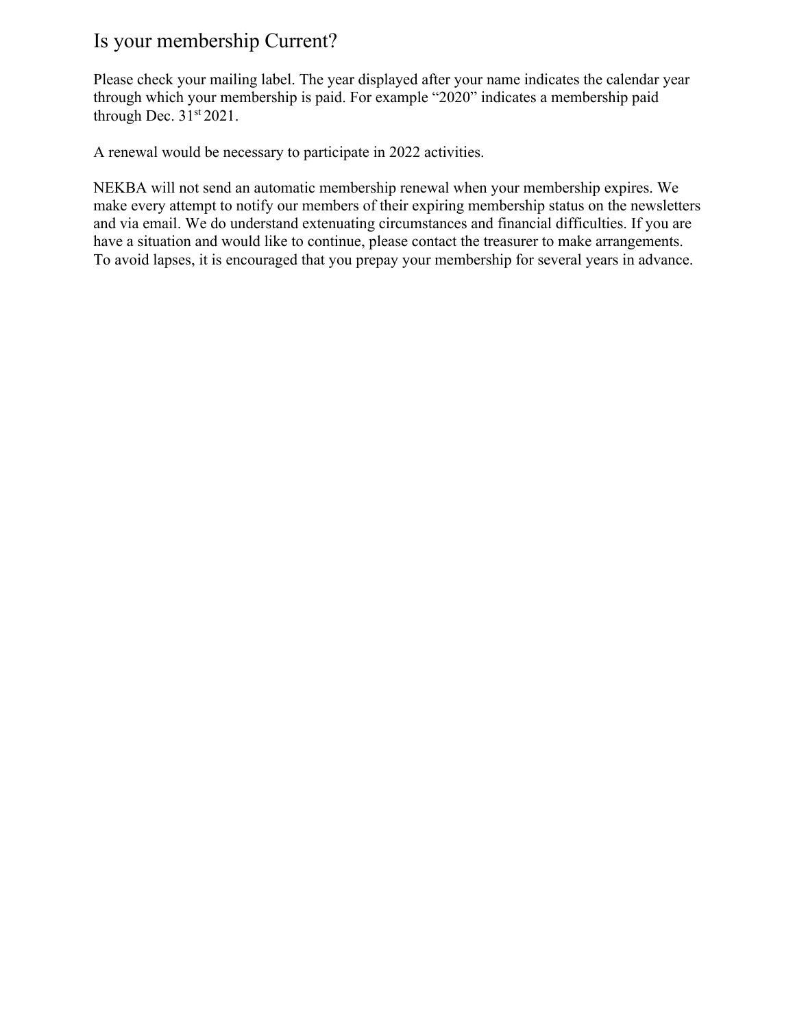# Is your membership Current?

Please check your mailing label. The year displayed after your name indicates the calendar year through which your membership is paid. For example "2020" indicates a membership paid through Dec. 31st 2021.

A renewal would be necessary to participate in 2022 activities.

NEKBA will not send an automatic membership renewal when your membership expires. We make every attempt to notify our members of their expiring membership status on the newsletters and via email. We do understand extenuating circumstances and financial difficulties. If you are have a situation and would like to continue, please contact the treasurer to make arrangements. To avoid lapses, it is encouraged that you prepay your membership for several years in advance.